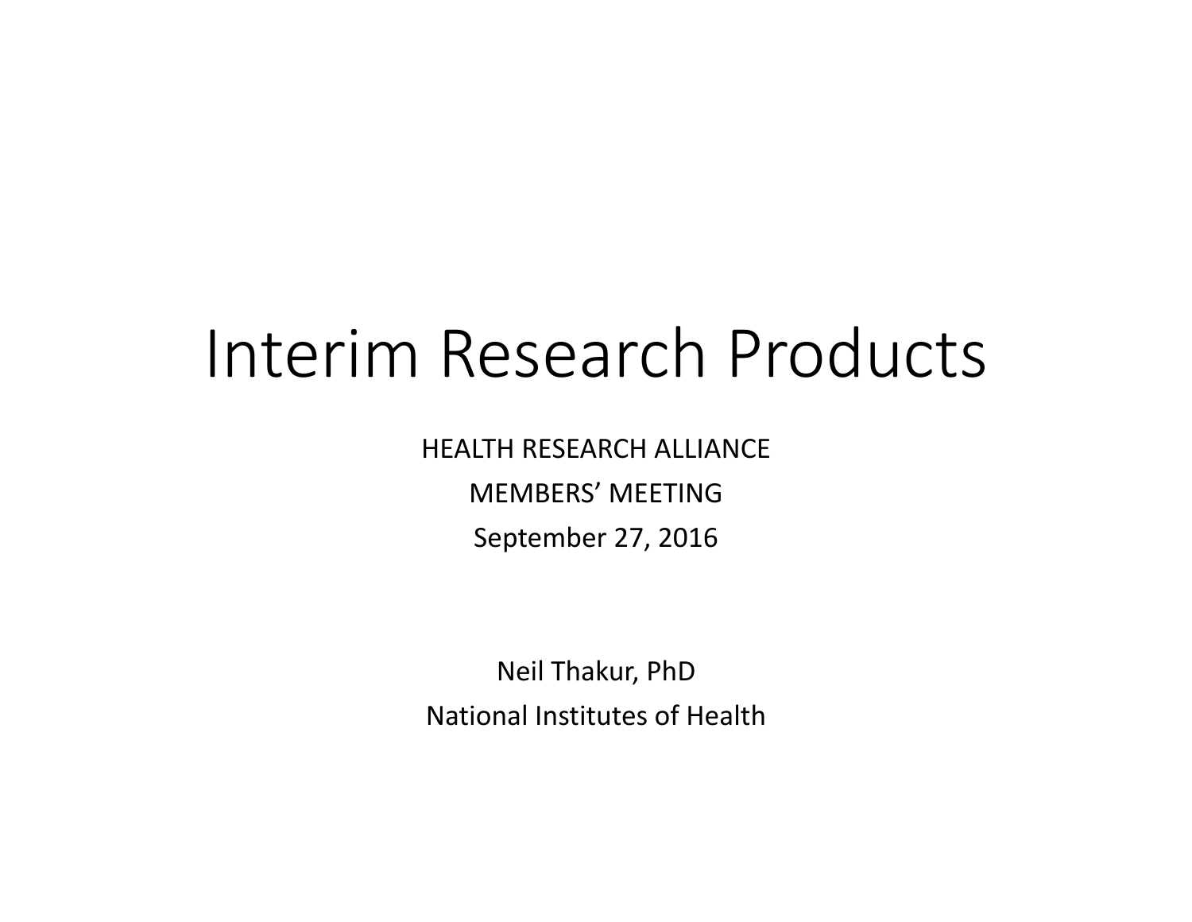# Interim Research Products

HEALTH RESEARCH ALLIANCE

MEMBERS' MEETING

September 27, 2016

Neil Thakur, PhD

National Institutes of Health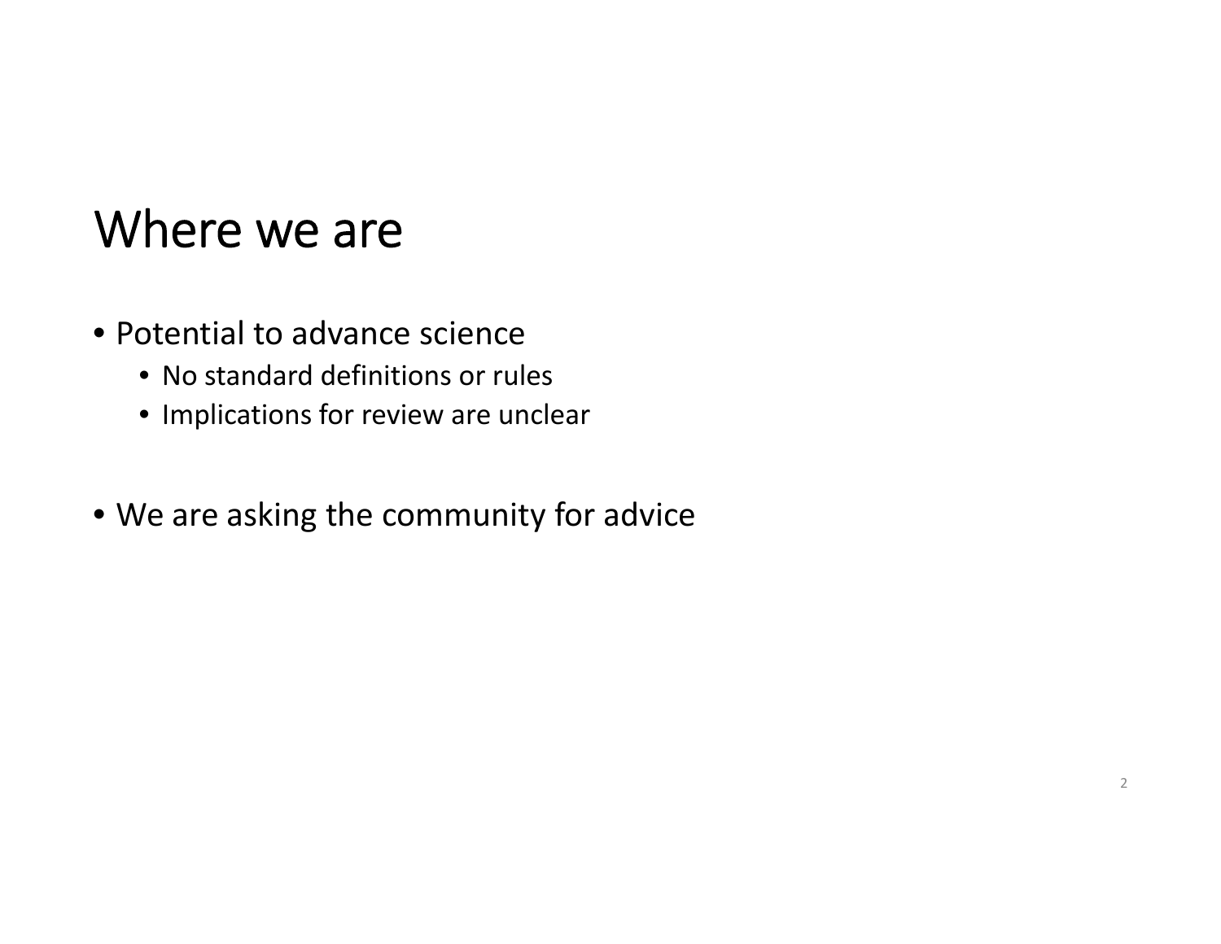# Where we are

- Potential to advance science
  - No standard definitions or rules
  - Implications for review are unclear
- We are asking the community for advice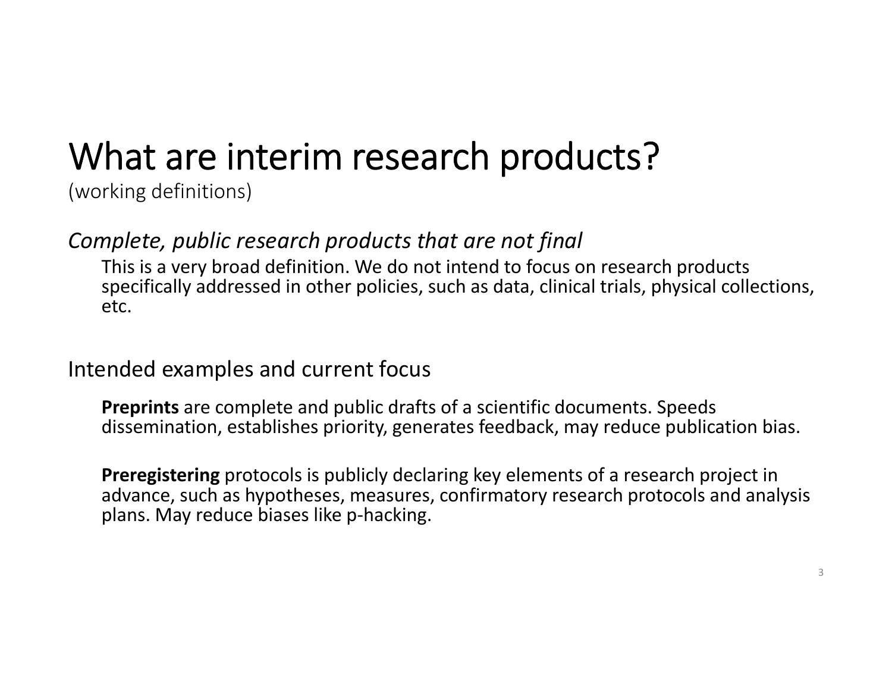# What are interim research products?

(working definitions)

*Complete, public research products that are not final*

This is a very broad definition. We do not intend to focus on research products specifically addressed in other policies, such as data, clinical trials, physical collections, etc.

Intended examples and current focus

**Preprints** are complete and public drafts of a scientific documents. Speeds dissemination, establishes priority, generates feedback, may reduce publication bias.

**Preregistering** protocols is publicly declaring key elements of a research project in advance, such as hypotheses, measures, confirmatory research protocols and analysis plans. May reduce biases like p-hacking.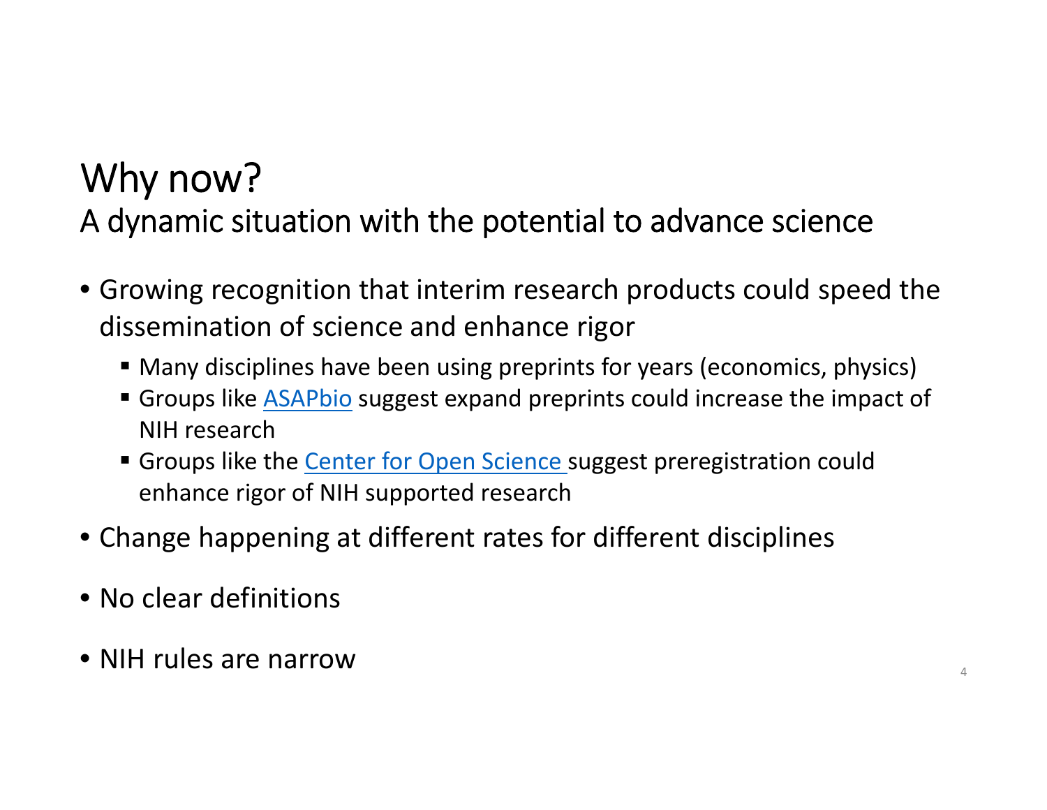# Why now?

## A dynamic situation with the potential to advance science

- Growing recognition that interim research products could speed the dissemination of science and enhance rigor
  - Many disciplines have been using preprints for years (economics, physics)
  - Groups like ASAPbio suggest expand preprints could increase the impact of NIH research
  - Groups like the Center for Open Science suggest preregistration could enhance rigor of NIH supported research
- Change happening at different rates for different disciplines
- No clear definitions
- NIH rules are narrow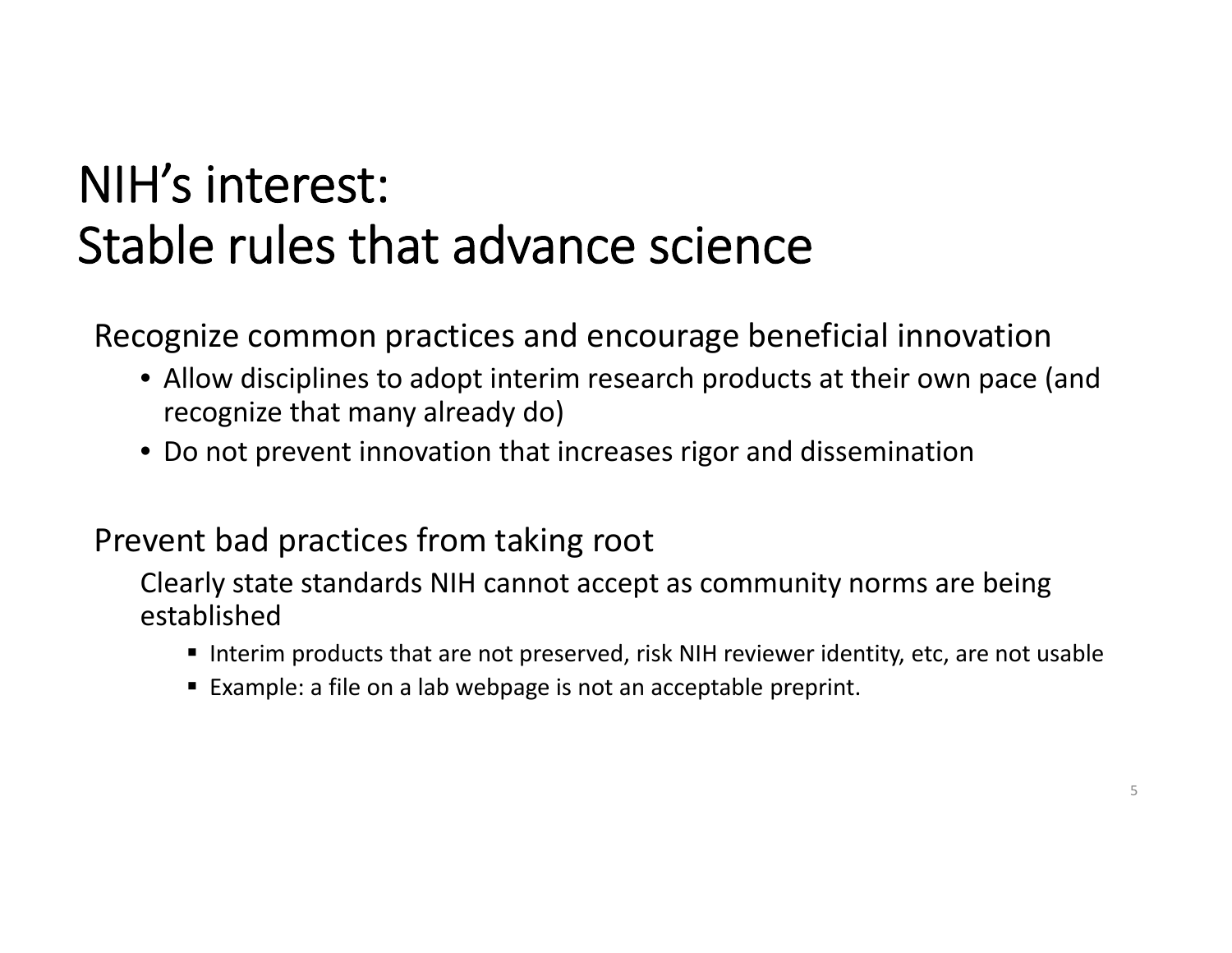# NIH’s interest: Stable rules that advance science

Recognize common practices and encourage beneficial innovation

- Allow disciplines to adopt interim research products at their own pace (and recognize that many already do)
- Do not prevent innovation that increases rigor and dissemination

Prevent bad practices from taking root

Clearly state standards NIH cannot accept as community norms are being established

- Interim products that are not preserved, risk NIH reviewer identity, etc, are not usable
- Example: a file on a lab webpage is not an acceptable preprint.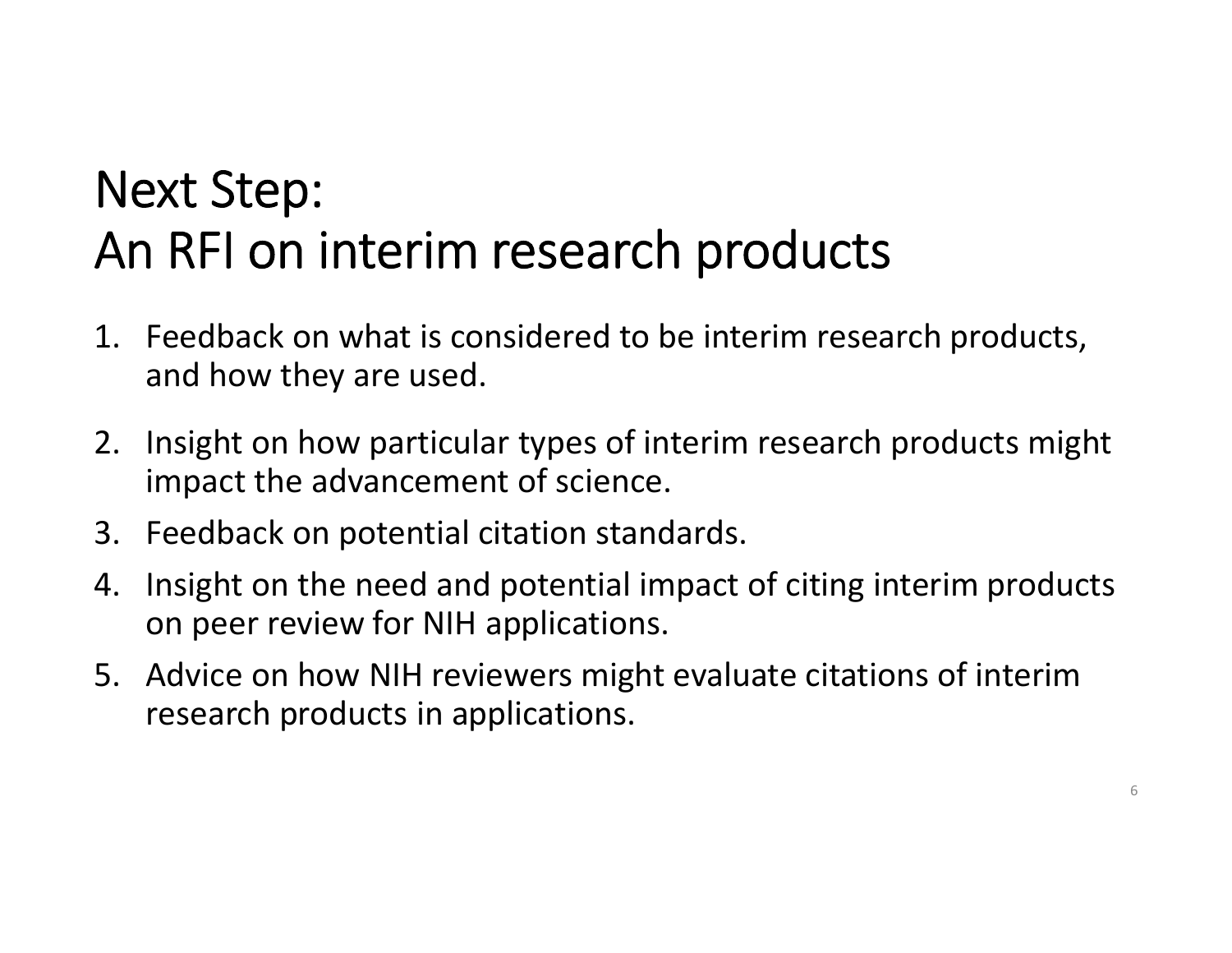# Next Step:
# An RFI on interim research products

1. Feedback on what is considered to be interim research products, and how they are used.
2. Insight on how particular types of interim research products might impact the advancement of science.
3. Feedback on potential citation standards.
4. Insight on the need and potential impact of citing interim products on peer review for NIH applications.
5. Advice on how NIH reviewers might evaluate citations of interim research products in applications.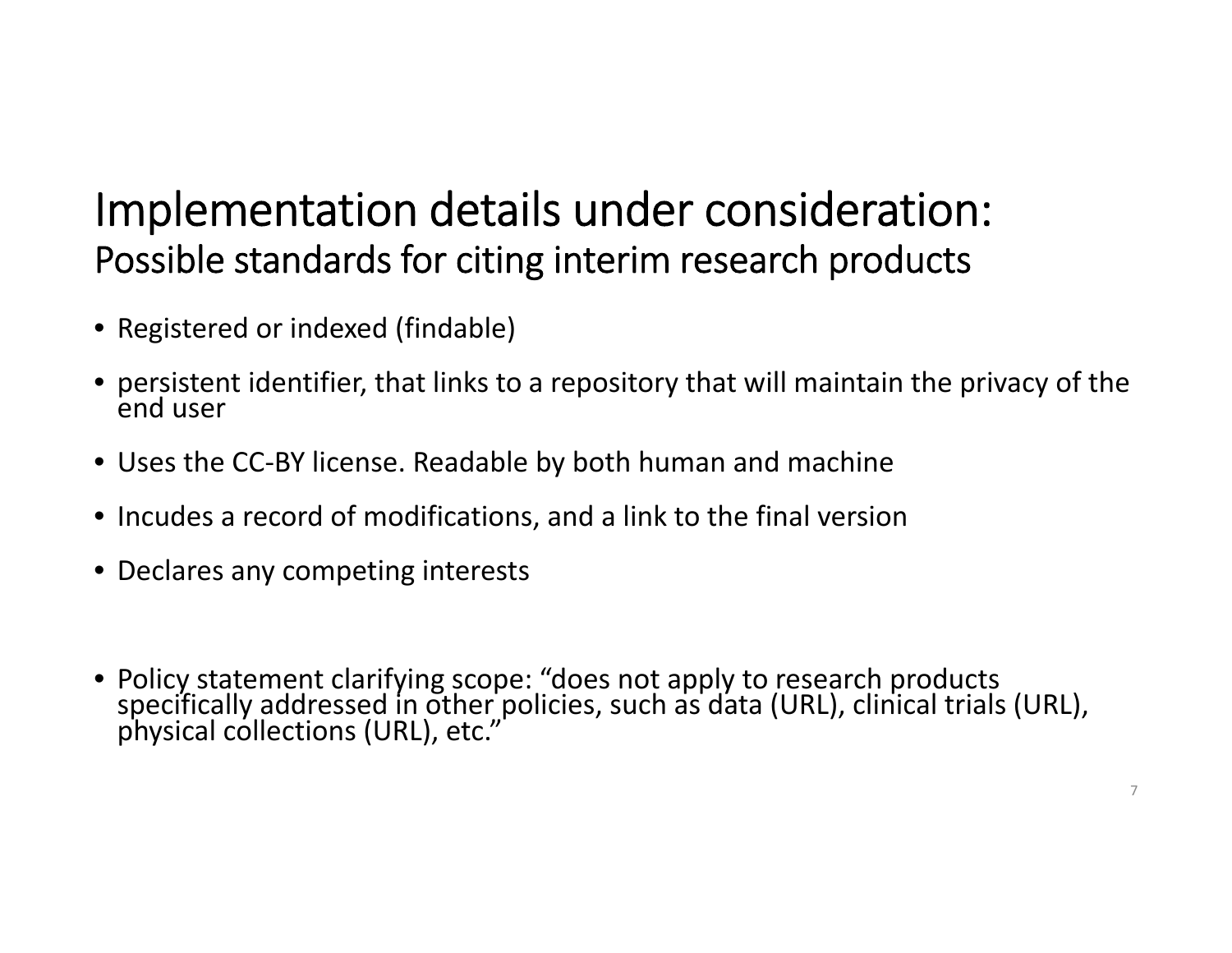# Implementation details under consideration:
## Possible standards for citing interim research products

- Registered or indexed (findable)
- persistent identifier, that links to a repository that will maintain the privacy of the end user
- Uses the CC-BY license. Readable by both human and machine
- Incudes a record of modifications, and a link to the final version
- Declares any competing interests

- Policy statement clarifying scope: "does not apply to research products specifically addressed in other policies, such as data (URL), clinical trials (URL), physical collections (URL), etc."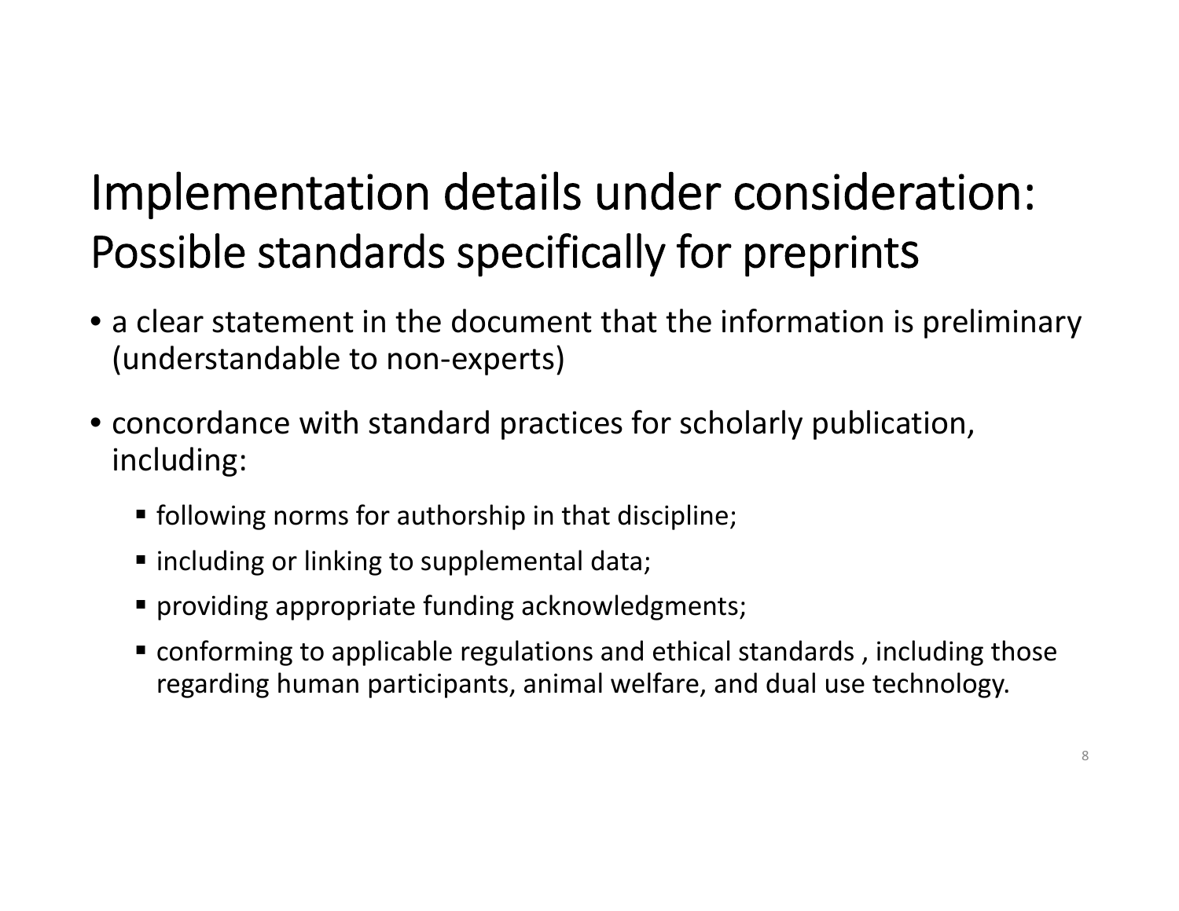# Implementation details under consideration: Possible standards specifically for preprints

- a clear statement in the document that the information is preliminary (understandable to non-experts)
- concordance with standard practices for scholarly publication, including:
  - following norms for authorship in that discipline;
  - including or linking to supplemental data;
  - providing appropriate funding acknowledgments;
  - conforming to applicable regulations and ethical standards , including those regarding human participants, animal welfare, and dual use technology.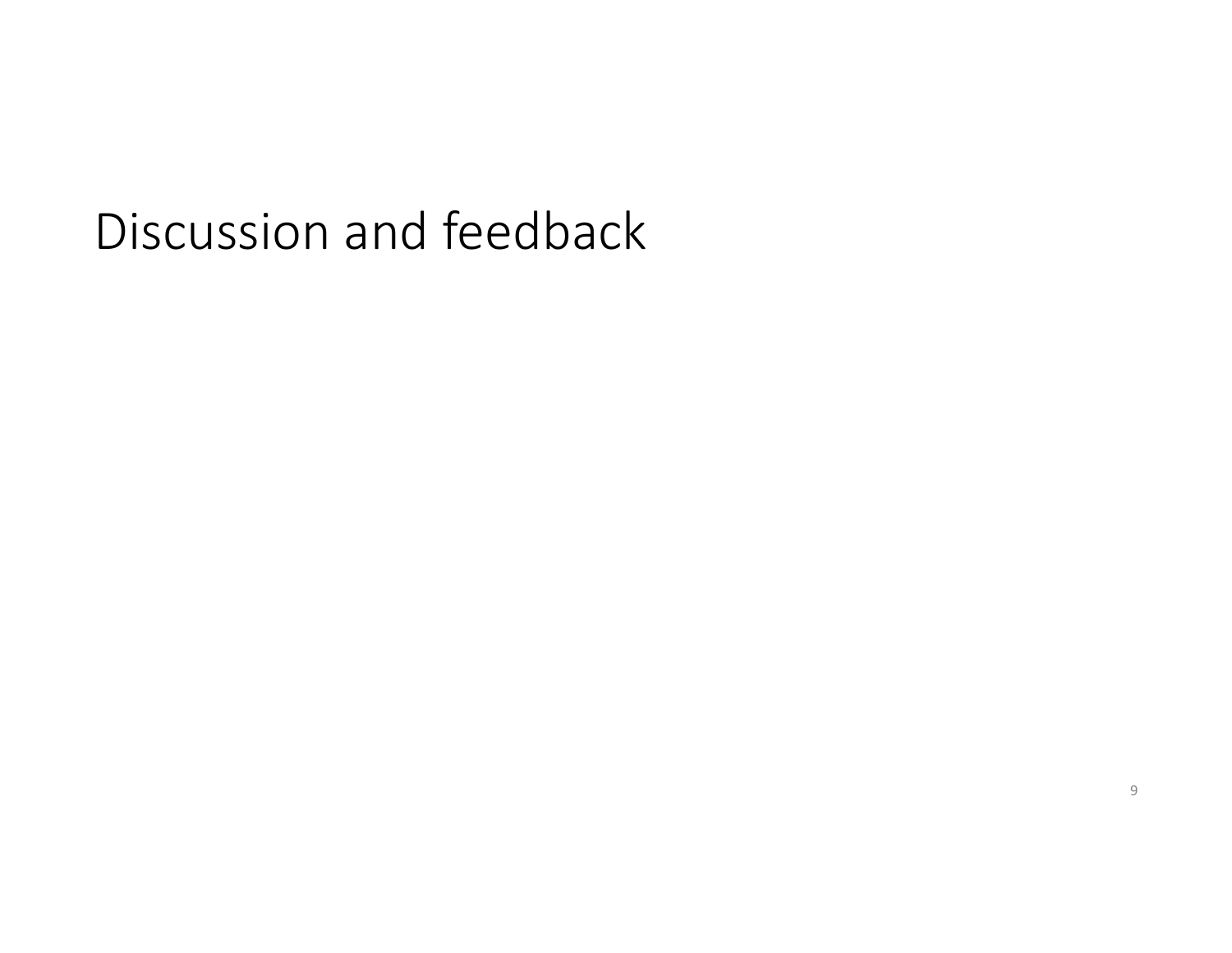# Discussion and feedback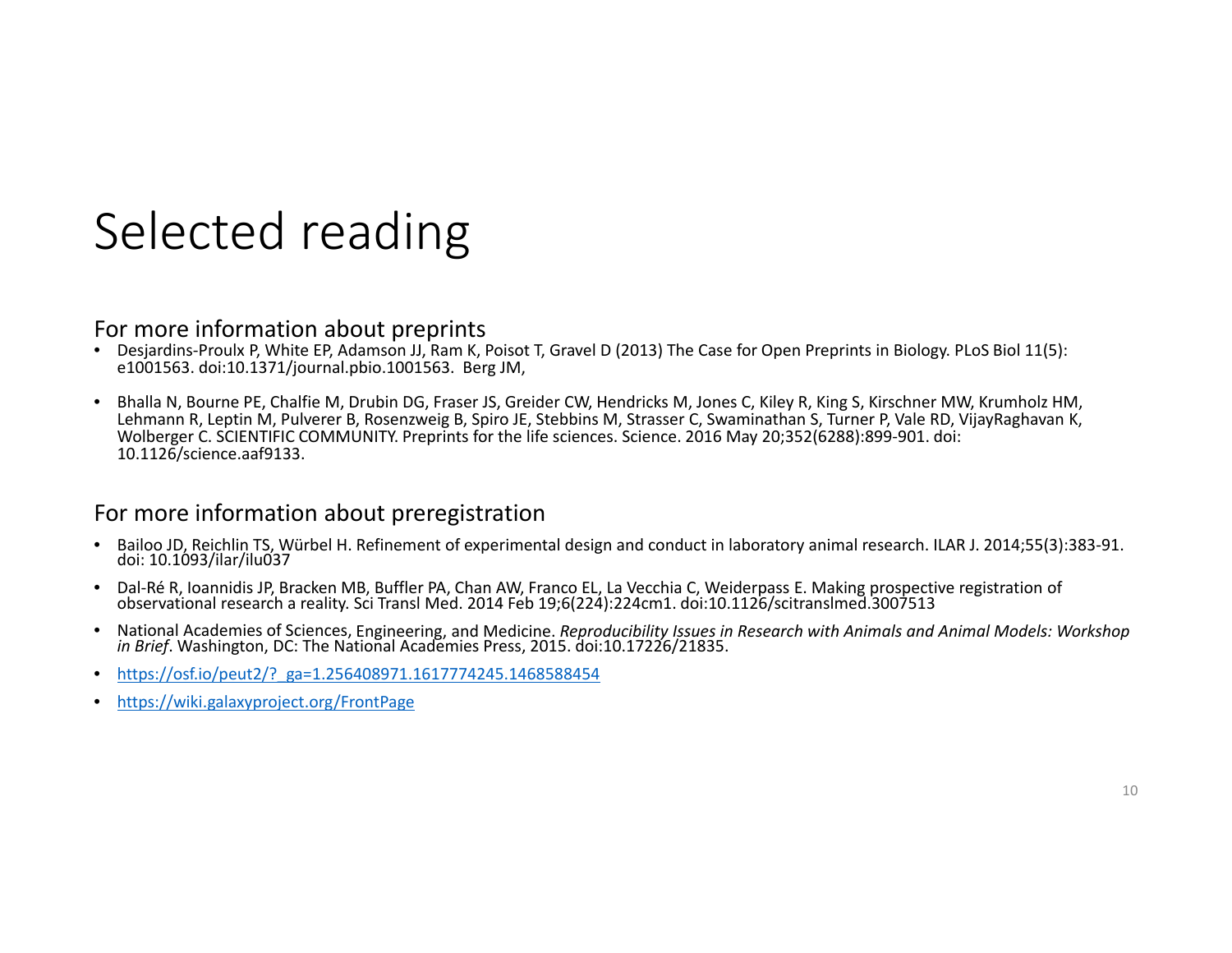# Selected reading

## For more information about preprints

- Desjardins-Proulx P, White EP, Adamson JJ, Ram K, Poisot T, Gravel D (2013) The Case for Open Preprints in Biology. PLoS Biol 11(5): e1001563. doi:10.1371/journal.pbio.1001563. Berg JM,
- Bhalla N, Bourne PE, Chalfie M, Drubin DG, Fraser JS, Greider CW, Hendricks M, Jones C, Kiley R, King S, Kirschner MW, Krumholz HM, Lehmann R, Leptin M, Pulverer B, Rosenzweig B, Spiro JE, Stebbins M, Strasser C, Swaminathan S, Turner P, Vale RD, VijayRaghavan K, Wolberger C. SCIENTIFIC COMMUNITY. Preprints for the life sciences. Science. 2016 May 20;352(6288):899-901. doi: 10.1126/science.aaf9133.

## For more information about preregistration

- Bailoo JD, Reichlin TS, Würbel H. Refinement of experimental design and conduct in laboratory animal research. ILAR J. 2014;55(3):383-91. doi: 10.1093/ilar/ilu037
- Dal-Ré R, Ioannidis JP, Bracken MB, Buffler PA, Chan AW, Franco EL, La Vecchia C, Weiderpass E. Making prospective registration of observational research a reality. Sci Transl Med. 2014 Feb 19;6(224):224cm1. doi:10.1126/scitranslmed.3007513
- National Academies of Sciences, Engineering, and Medicine. *Reproducibility Issues in Research with Animals and Animal Models: Workshop in Brief*. Washington, DC: The National Academies Press, 2015. doi:10.17226/21835.
- https://osf.io/peut2/?_ga=1.256408971.1617774245.1468588454
- https://wiki.galaxyproject.org/FrontPage